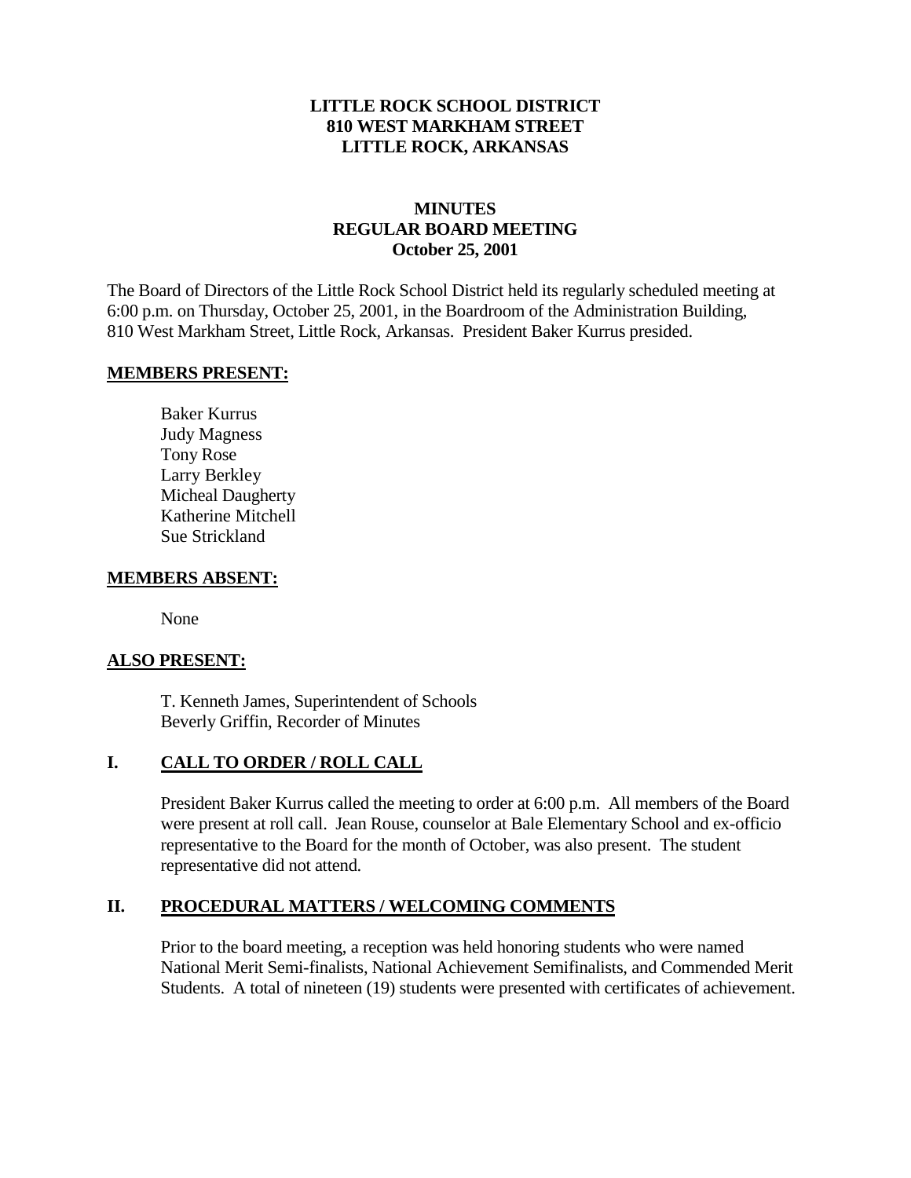**LITTLE ROCK SCHOOL DISTRICT**
**810 WEST MARKHAM STREET**
**LITTLE ROCK, ARKANSAS**

# MINUTES
## REGULAR BOARD MEETING
**October 25, 2001**

The Board of Directors of the Little Rock School District held its regularly scheduled meeting at 6:00 p.m. on Thursday, October 25, 2001, in the Boardroom of the Administration Building, 810 West Markham Street, Little Rock, Arkansas. President Baker Kurrus presided.

### MEMBERS PRESENT:

Baker Kurrus
Judy Magness
Tony Rose
Larry Berkley
Micheal Daugherty
Katherine Mitchell
Sue Strickland

### MEMBERS ABSENT:

None

### ALSO PRESENT:

T. Kenneth James, Superintendent of Schools
Beverly Griffin, Recorder of Minutes

### I. CALL TO ORDER / ROLL CALL

President Baker Kurrus called the meeting to order at 6:00 p.m. All members of the Board were present at roll call. Jean Rouse, counselor at Bale Elementary School and ex-officio representative to the Board for the month of October, was also present. The student representative did not attend.

### II. PROCEDURAL MATTERS / WELCOMING COMMENTS

Prior to the board meeting, a reception was held honoring students who were named National Merit Semi-finalists, National Achievement Semifinalists, and Commended Merit Students. A total of nineteen (19) students were presented with certificates of achievement.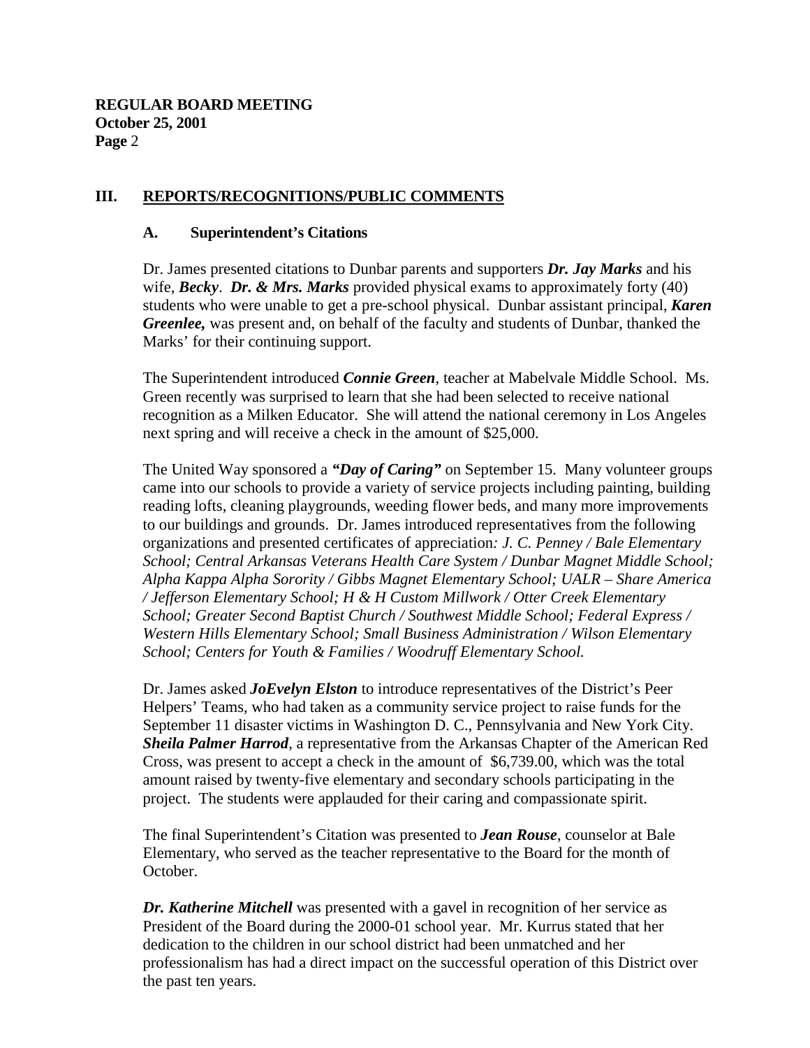## III. REPORTS/RECOGNITIONS/PUBLIC COMMENTS

### A. Superintendent's Citations

Dr. James presented citations to Dunbar parents and supporters ***Dr. Jay Marks*** and his wife, ***Becky***. ***Dr. & Mrs. Marks*** provided physical exams to approximately forty (40) students who were unable to get a pre-school physical. Dunbar assistant principal, ***Karen Greenlee,*** was present and, on behalf of the faculty and students of Dunbar, thanked the Marks' for their continuing support.

The Superintendent introduced ***Connie Green***, teacher at Mabelvale Middle School. Ms. Green recently was surprised to learn that she had been selected to receive national recognition as a Milken Educator. She will attend the national ceremony in Los Angeles next spring and will receive a check in the amount of $25,000.

The United Way sponsored a ***"Day of Caring"*** on September 15. Many volunteer groups came into our schools to provide a variety of service projects including painting, building reading lofts, cleaning playgrounds, weeding flower beds, and many more improvements to our buildings and grounds. Dr. James introduced representatives from the following organizations and presented certificates of appreciation*: J. C. Penney / Bale Elementary School; Central Arkansas Veterans Health Care System / Dunbar Magnet Middle School; Alpha Kappa Alpha Sorority / Gibbs Magnet Elementary School; UALR – Share America / Jefferson Elementary School; H & H Custom Millwork / Otter Creek Elementary School; Greater Second Baptist Church / Southwest Middle School; Federal Express / Western Hills Elementary School; Small Business Administration / Wilson Elementary School; Centers for Youth & Families / Woodruff Elementary School.*

Dr. James asked ***JoEvelyn Elston*** to introduce representatives of the District's Peer Helpers' Teams, who had taken as a community service project to raise funds for the September 11 disaster victims in Washington D. C., Pennsylvania and New York City. ***Sheila Palmer Harrod***, a representative from the Arkansas Chapter of the American Red Cross, was present to accept a check in the amount of $6,739.00, which was the total amount raised by twenty-five elementary and secondary schools participating in the project. The students were applauded for their caring and compassionate spirit.

The final Superintendent's Citation was presented to ***Jean Rouse***, counselor at Bale Elementary, who served as the teacher representative to the Board for the month of October.

***Dr. Katherine Mitchell*** was presented with a gavel in recognition of her service as President of the Board during the 2000-01 school year. Mr. Kurrus stated that her dedication to the children in our school district had been unmatched and her professionalism has had a direct impact on the successful operation of this District over the past ten years.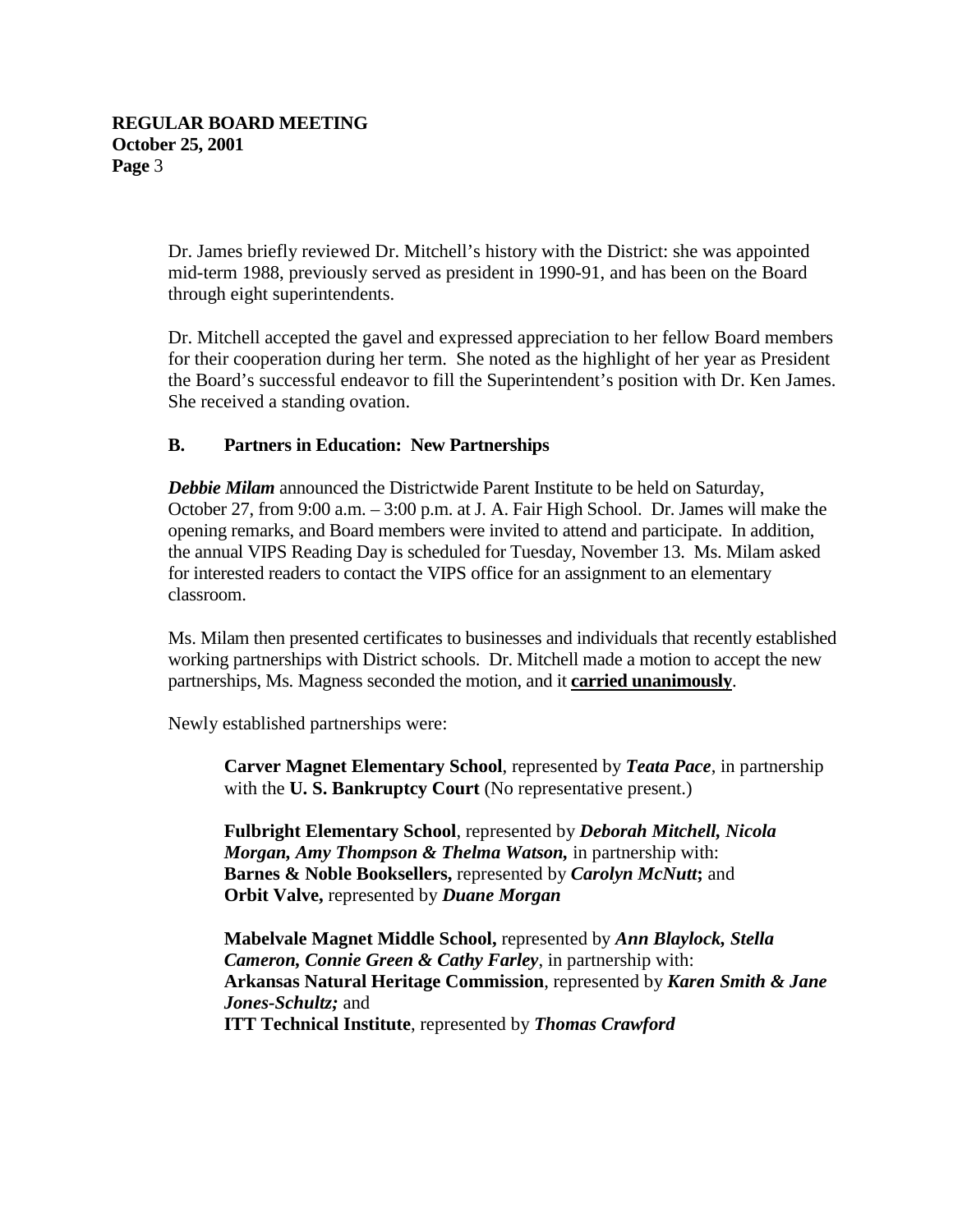Dr. James briefly reviewed Dr. Mitchell's history with the District: she was appointed mid-term 1988, previously served as president in 1990-91, and has been on the Board through eight superintendents.

Dr. Mitchell accepted the gavel and expressed appreciation to her fellow Board members for their cooperation during her term. She noted as the highlight of her year as President the Board's successful endeavor to fill the Superintendent's position with Dr. Ken James. She received a standing ovation.

### B. Partners in Education: New Partnerships

***Debbie Milam*** announced the Districtwide Parent Institute to be held on Saturday, October 27, from 9:00 a.m. – 3:00 p.m. at J. A. Fair High School. Dr. James will make the opening remarks, and Board members were invited to attend and participate. In addition, the annual VIPS Reading Day is scheduled for Tuesday, November 13. Ms. Milam asked for interested readers to contact the VIPS office for an assignment to an elementary classroom.

Ms. Milam then presented certificates to businesses and individuals that recently established working partnerships with District schools. Dr. Mitchell made a motion to accept the new partnerships, Ms. Magness seconded the motion, and it **carried unanimously**.

Newly established partnerships were:

> **Carver Magnet Elementary School**, represented by ***Teata Pace***, in partnership with the **U. S. Bankruptcy Court** (No representative present.)
>
> **Fulbright Elementary School**, represented by ***Deborah Mitchell, Nicola Morgan, Amy Thompson & Thelma Watson,*** in partnership with:
> **Barnes & Noble Booksellers,** represented by ***Carolyn McNutt*****;** and
> **Orbit Valve,** represented by ***Duane Morgan***
>
> **Mabelvale Magnet Middle School,** represented by ***Ann Blaylock, Stella Cameron, Connie Green & Cathy Farley***, in partnership with:
> **Arkansas Natural Heritage Commission**, represented by ***Karen Smith & Jane Jones-Schultz;*** and
> **ITT Technical Institute**, represented by ***Thomas Crawford***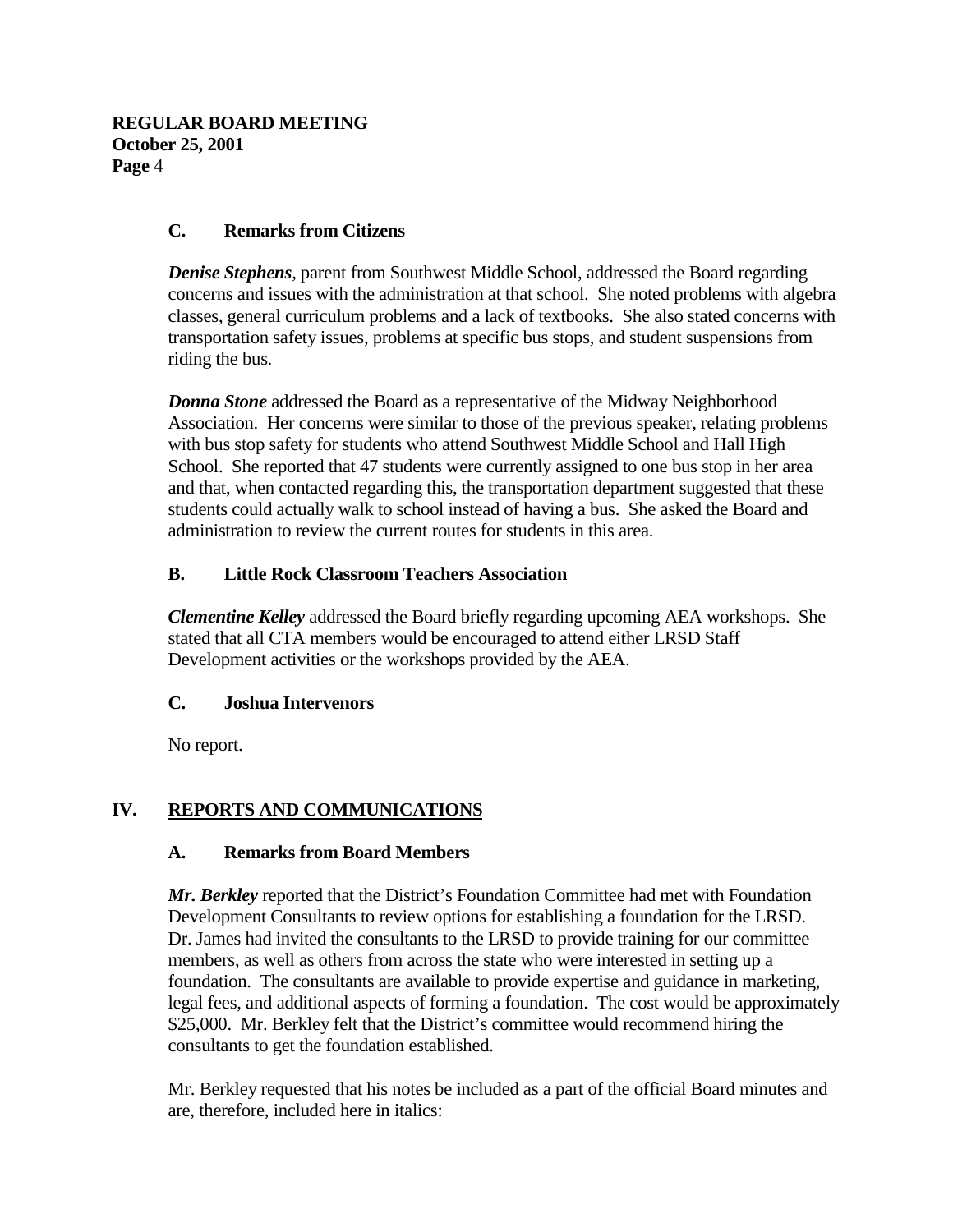### C. Remarks from Citizens

***Denise Stephens***, parent from Southwest Middle School, addressed the Board regarding concerns and issues with the administration at that school. She noted problems with algebra classes, general curriculum problems and a lack of textbooks. She also stated concerns with transportation safety issues, problems at specific bus stops, and student suspensions from riding the bus.

***Donna Stone*** addressed the Board as a representative of the Midway Neighborhood Association. Her concerns were similar to those of the previous speaker, relating problems with bus stop safety for students who attend Southwest Middle School and Hall High School. She reported that 47 students were currently assigned to one bus stop in her area and that, when contacted regarding this, the transportation department suggested that these students could actually walk to school instead of having a bus. She asked the Board and administration to review the current routes for students in this area.

### B. Little Rock Classroom Teachers Association

***Clementine Kelley*** addressed the Board briefly regarding upcoming AEA workshops. She stated that all CTA members would be encouraged to attend either LRSD Staff Development activities or the workshops provided by the AEA.

### C. Joshua Intervenors

No report.

## IV. REPORTS AND COMMUNICATIONS

### A. Remarks from Board Members

***Mr. Berkley*** reported that the District's Foundation Committee had met with Foundation Development Consultants to review options for establishing a foundation for the LRSD. Dr. James had invited the consultants to the LRSD to provide training for our committee members, as well as others from across the state who were interested in setting up a foundation. The consultants are available to provide expertise and guidance in marketing, legal fees, and additional aspects of forming a foundation. The cost would be approximately $25,000. Mr. Berkley felt that the District's committee would recommend hiring the consultants to get the foundation established.

Mr. Berkley requested that his notes be included as a part of the official Board minutes and are, therefore, included here in italics: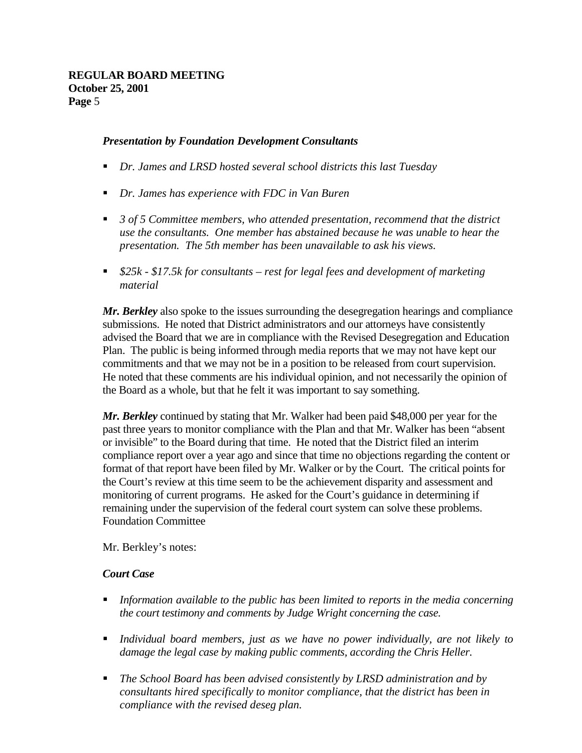***Presentation by Foundation Development Consultants***

- *Dr. James and LRSD hosted several school districts this last Tuesday*
- *Dr. James has experience with FDC in Van Buren*
- *3 of 5 Committee members, who attended presentation, recommend that the district use the consultants. One member has abstained because he was unable to hear the presentation. The 5th member has been unavailable to ask his views.*
- *$25k - $17.5k for consultants – rest for legal fees and development of marketing material*

***Mr. Berkley*** also spoke to the issues surrounding the desegregation hearings and compliance submissions. He noted that District administrators and our attorneys have consistently advised the Board that we are in compliance with the Revised Desegregation and Education Plan. The public is being informed through media reports that we may not have kept our commitments and that we may not be in a position to be released from court supervision. He noted that these comments are his individual opinion, and not necessarily the opinion of the Board as a whole, but that he felt it was important to say something.

***Mr. Berkley*** continued by stating that Mr. Walker had been paid $48,000 per year for the past three years to monitor compliance with the Plan and that Mr. Walker has been "absent or invisible" to the Board during that time. He noted that the District filed an interim compliance report over a year ago and since that time no objections regarding the content or format of that report have been filed by Mr. Walker or by the Court. The critical points for the Court's review at this time seem to be the achievement disparity and assessment and monitoring of current programs. He asked for the Court's guidance in determining if remaining under the supervision of the federal court system can solve these problems.
Foundation Committee

Mr. Berkley's notes:

***Court Case***

- *Information available to the public has been limited to reports in the media concerning the court testimony and comments by Judge Wright concerning the case.*
- *Individual board members, just as we have no power individually, are not likely to damage the legal case by making public comments, according the Chris Heller.*
- *The School Board has been advised consistently by LRSD administration and by consultants hired specifically to monitor compliance, that the district has been in compliance with the revised deseg plan.*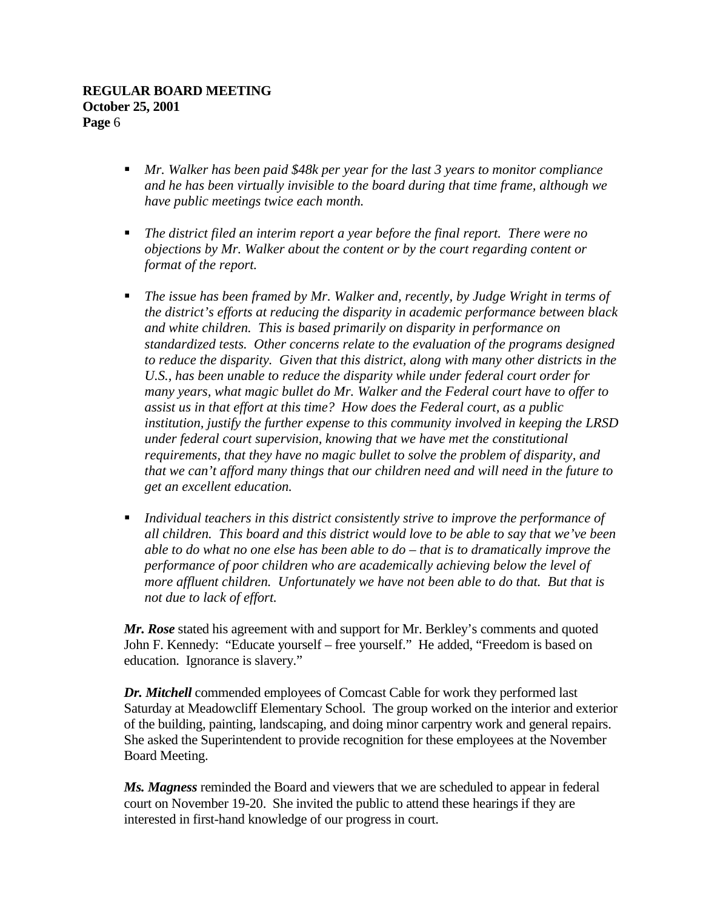- *Mr. Walker has been paid $48k per year for the last 3 years to monitor compliance and he has been virtually invisible to the board during that time frame, although we have public meetings twice each month.*

- *The district filed an interim report a year before the final report. There were no objections by Mr. Walker about the content or by the court regarding content or format of the report.*

- *The issue has been framed by Mr. Walker and, recently, by Judge Wright in terms of the district's efforts at reducing the disparity in academic performance between black and white children. This is based primarily on disparity in performance on standardized tests. Other concerns relate to the evaluation of the programs designed to reduce the disparity. Given that this district, along with many other districts in the U.S., has been unable to reduce the disparity while under federal court order for many years, what magic bullet do Mr. Walker and the Federal court have to offer to assist us in that effort at this time? How does the Federal court, as a public institution, justify the further expense to this community involved in keeping the LRSD under federal court supervision, knowing that we have met the constitutional requirements, that they have no magic bullet to solve the problem of disparity, and that we can't afford many things that our children need and will need in the future to get an excellent education.*

- *Individual teachers in this district consistently strive to improve the performance of all children. This board and this district would love to be able to say that we've been able to do what no one else has been able to do – that is to dramatically improve the performance of poor children who are academically achieving below the level of more affluent children. Unfortunately we have not been able to do that. But that is not due to lack of effort.*

***Mr. Rose*** stated his agreement with and support for Mr. Berkley's comments and quoted John F. Kennedy: "Educate yourself – free yourself." He added, "Freedom is based on education. Ignorance is slavery."

***Dr. Mitchell*** commended employees of Comcast Cable for work they performed last Saturday at Meadowcliff Elementary School. The group worked on the interior and exterior of the building, painting, landscaping, and doing minor carpentry work and general repairs. She asked the Superintendent to provide recognition for these employees at the November Board Meeting.

***Ms. Magness*** reminded the Board and viewers that we are scheduled to appear in federal court on November 19-20. She invited the public to attend these hearings if they are interested in first-hand knowledge of our progress in court.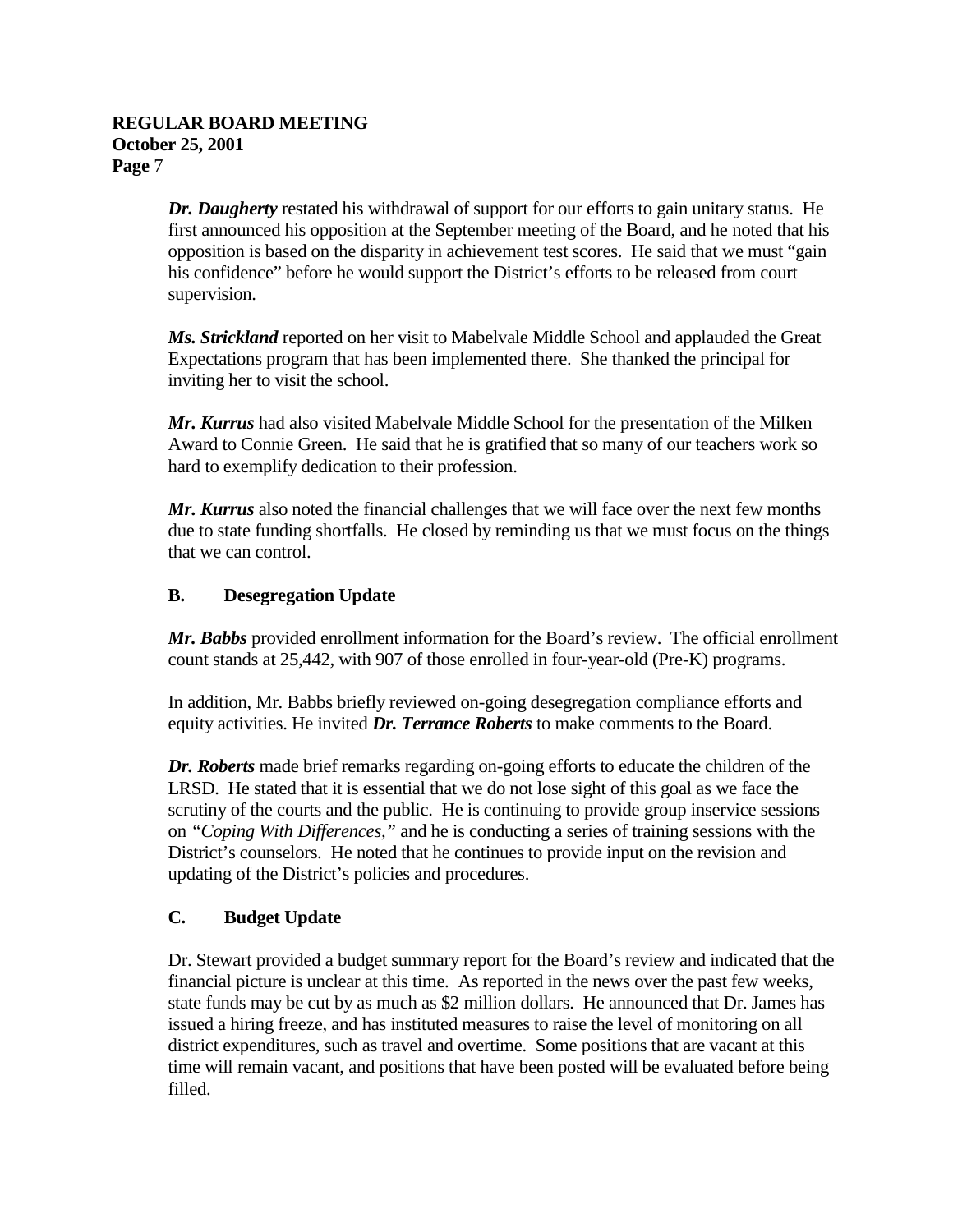***Dr. Daugherty*** restated his withdrawal of support for our efforts to gain unitary status. He first announced his opposition at the September meeting of the Board, and he noted that his opposition is based on the disparity in achievement test scores. He said that we must "gain his confidence" before he would support the District's efforts to be released from court supervision.

***Ms. Strickland*** reported on her visit to Mabelvale Middle School and applauded the Great Expectations program that has been implemented there. She thanked the principal for inviting her to visit the school.

***Mr. Kurrus*** had also visited Mabelvale Middle School for the presentation of the Milken Award to Connie Green. He said that he is gratified that so many of our teachers work so hard to exemplify dedication to their profession.

***Mr. Kurrus*** also noted the financial challenges that we will face over the next few months due to state funding shortfalls. He closed by reminding us that we must focus on the things that we can control.

## B. Desegregation Update

***Mr. Babbs*** provided enrollment information for the Board's review. The official enrollment count stands at 25,442, with 907 of those enrolled in four-year-old (Pre-K) programs.

In addition, Mr. Babbs briefly reviewed on-going desegregation compliance efforts and equity activities. He invited ***Dr. Terrance Roberts*** to make comments to the Board.

***Dr. Roberts*** made brief remarks regarding on-going efforts to educate the children of the LRSD. He stated that it is essential that we do not lose sight of this goal as we face the scrutiny of the courts and the public. He is continuing to provide group inservice sessions on *"Coping With Differences,"* and he is conducting a series of training sessions with the District's counselors. He noted that he continues to provide input on the revision and updating of the District's policies and procedures.

## C. Budget Update

Dr. Stewart provided a budget summary report for the Board's review and indicated that the financial picture is unclear at this time. As reported in the news over the past few weeks, state funds may be cut by as much as $2 million dollars. He announced that Dr. James has issued a hiring freeze, and has instituted measures to raise the level of monitoring on all district expenditures, such as travel and overtime. Some positions that are vacant at this time will remain vacant, and positions that have been posted will be evaluated before being filled.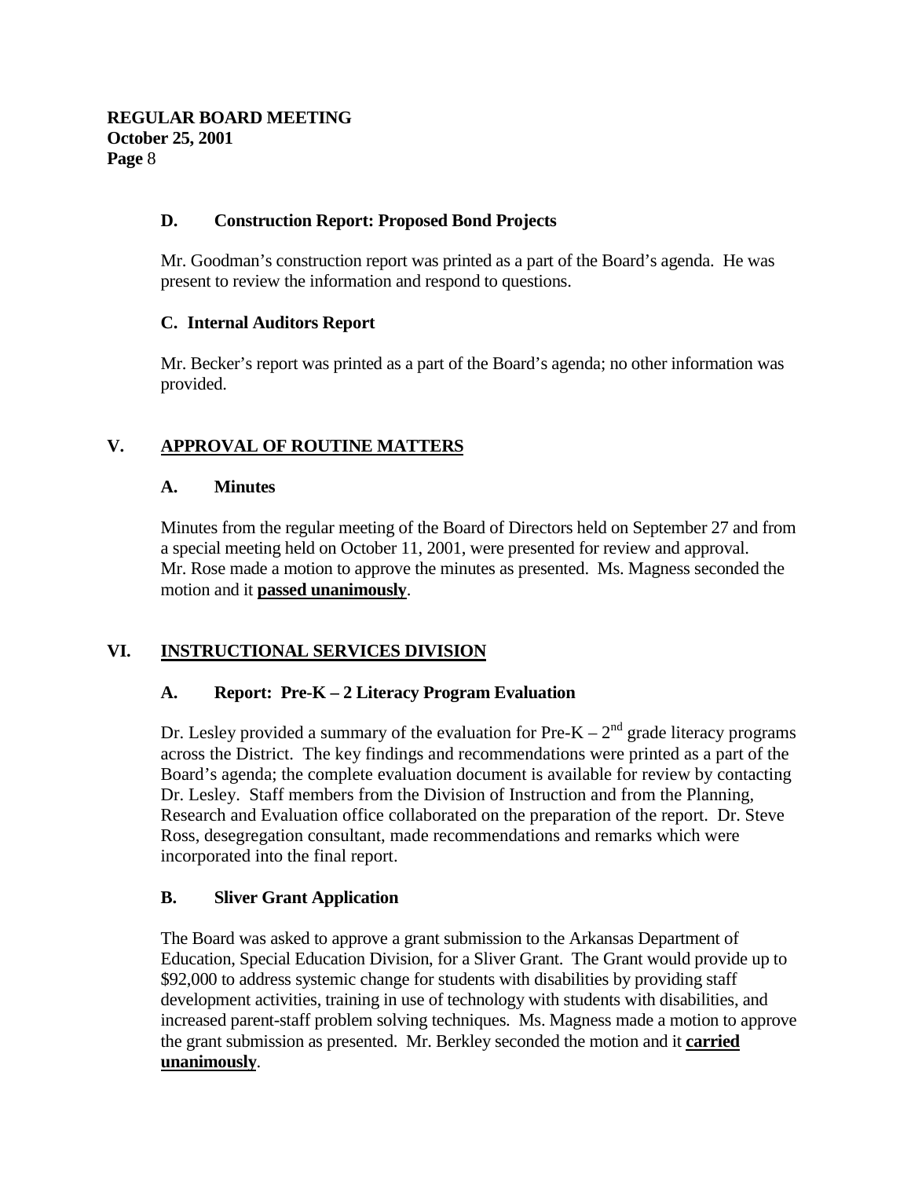### D. Construction Report: Proposed Bond Projects

Mr. Goodman's construction report was printed as a part of the Board's agenda. He was present to review the information and respond to questions.

### C. Internal Auditors Report

Mr. Becker's report was printed as a part of the Board's agenda; no other information was provided.

## V. APPROVAL OF ROUTINE MATTERS

### A. Minutes

Minutes from the regular meeting of the Board of Directors held on September 27 and from a special meeting held on October 11, 2001, were presented for review and approval. Mr. Rose made a motion to approve the minutes as presented. Ms. Magness seconded the motion and it **passed unanimously**.

## VI. INSTRUCTIONAL SERVICES DIVISION

### A. Report: Pre-K – 2 Literacy Program Evaluation

Dr. Lesley provided a summary of the evaluation for Pre-K – 2nd grade literacy programs across the District. The key findings and recommendations were printed as a part of the Board's agenda; the complete evaluation document is available for review by contacting Dr. Lesley. Staff members from the Division of Instruction and from the Planning, Research and Evaluation office collaborated on the preparation of the report. Dr. Steve Ross, desegregation consultant, made recommendations and remarks which were incorporated into the final report.

### B. Sliver Grant Application

The Board was asked to approve a grant submission to the Arkansas Department of Education, Special Education Division, for a Sliver Grant. The Grant would provide up to \$92,000 to address systemic change for students with disabilities by providing staff development activities, training in use of technology with students with disabilities, and increased parent-staff problem solving techniques. Ms. Magness made a motion to approve the grant submission as presented. Mr. Berkley seconded the motion and it **carried unanimously**.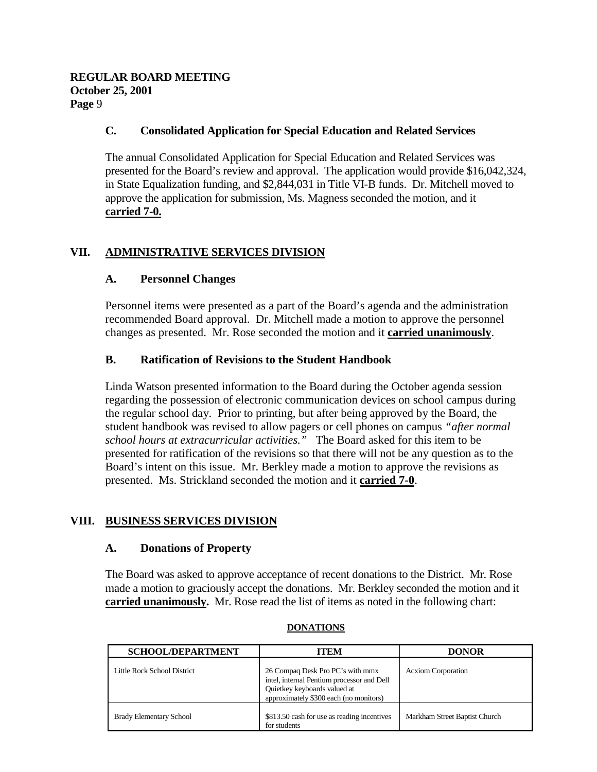### C. Consolidated Application for Special Education and Related Services

The annual Consolidated Application for Special Education and Related Services was presented for the Board's review and approval. The application would provide $16,042,324, in State Equalization funding, and $2,844,031 in Title VI-B funds. Dr. Mitchell moved to approve the application for submission, Ms. Magness seconded the motion, and it **carried 7-0.**

## VII. ADMINISTRATIVE SERVICES DIVISION

### A. Personnel Changes

Personnel items were presented as a part of the Board's agenda and the administration recommended Board approval. Dr. Mitchell made a motion to approve the personnel changes as presented. Mr. Rose seconded the motion and it **carried unanimously**.

### B. Ratification of Revisions to the Student Handbook

Linda Watson presented information to the Board during the October agenda session regarding the possession of electronic communication devices on school campus during the regular school day. Prior to printing, but after being approved by the Board, the student handbook was revised to allow pagers or cell phones on campus *"after normal school hours at extracurricular activities."* The Board asked for this item to be presented for ratification of the revisions so that there will not be any question as to the Board's intent on this issue. Mr. Berkley made a motion to approve the revisions as presented. Ms. Strickland seconded the motion and it **carried 7-0**.

## VIII. BUSINESS SERVICES DIVISION

### A. Donations of Property

The Board was asked to approve acceptance of recent donations to the District. Mr. Rose made a motion to graciously accept the donations. Mr. Berkley seconded the motion and it **carried unanimously.** Mr. Rose read the list of items as noted in the following chart:

**DONATIONS**

| SCHOOL/DEPARTMENT | ITEM | DONOR |
|---|---|---|
| Little Rock School District | 26 Compaq Desk Pro PC's with mmx intel, internal Pentium processor and Dell Quietkey keyboards valued at approximately $300 each (no monitors) | Acxiom Corporation |
| Brady Elementary School | $813.50 cash for use as reading incentives for students | Markham Street Baptist Church |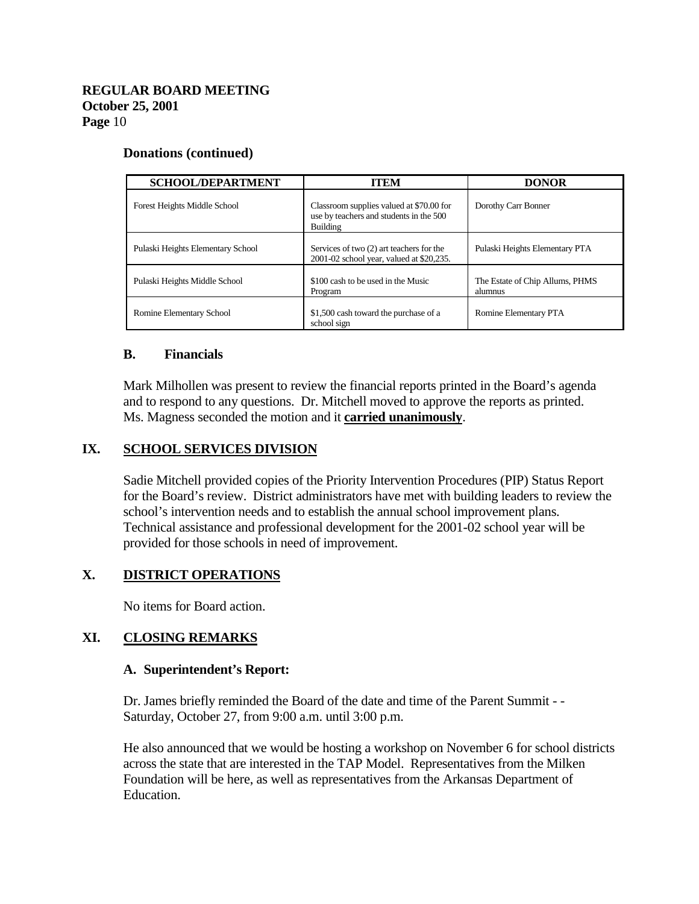### Donations (continued)

| SCHOOL/DEPARTMENT | ITEM | DONOR |
|---|---|---|
| Forest Heights Middle School | Classroom supplies valued at $70.00 for use by teachers and students in the 500 Building | Dorothy Carr Bonner |
| Pulaski Heights Elementary School | Services of two (2) art teachers for the 2001-02 school year, valued at $20,235. | Pulaski Heights Elementary PTA |
| Pulaski Heights Middle School | $100 cash to be used in the Music Program | The Estate of Chip Allums, PHMS alumnus |
| Romine Elementary School | $1,500 cash toward the purchase of a school sign | Romine Elementary PTA |

### B. Financials

Mark Milhollen was present to review the financial reports printed in the Board's agenda and to respond to any questions. Dr. Mitchell moved to approve the reports as printed. Ms. Magness seconded the motion and it **carried unanimously**.

## IX. SCHOOL SERVICES DIVISION

Sadie Mitchell provided copies of the Priority Intervention Procedures (PIP) Status Report for the Board's review. District administrators have met with building leaders to review the school's intervention needs and to establish the annual school improvement plans. Technical assistance and professional development for the 2001-02 school year will be provided for those schools in need of improvement.

## X. DISTRICT OPERATIONS

No items for Board action.

## XI. CLOSING REMARKS

### A. Superintendent's Report:

Dr. James briefly reminded the Board of the date and time of the Parent Summit - - Saturday, October 27, from 9:00 a.m. until 3:00 p.m.

He also announced that we would be hosting a workshop on November 6 for school districts across the state that are interested in the TAP Model. Representatives from the Milken Foundation will be here, as well as representatives from the Arkansas Department of Education.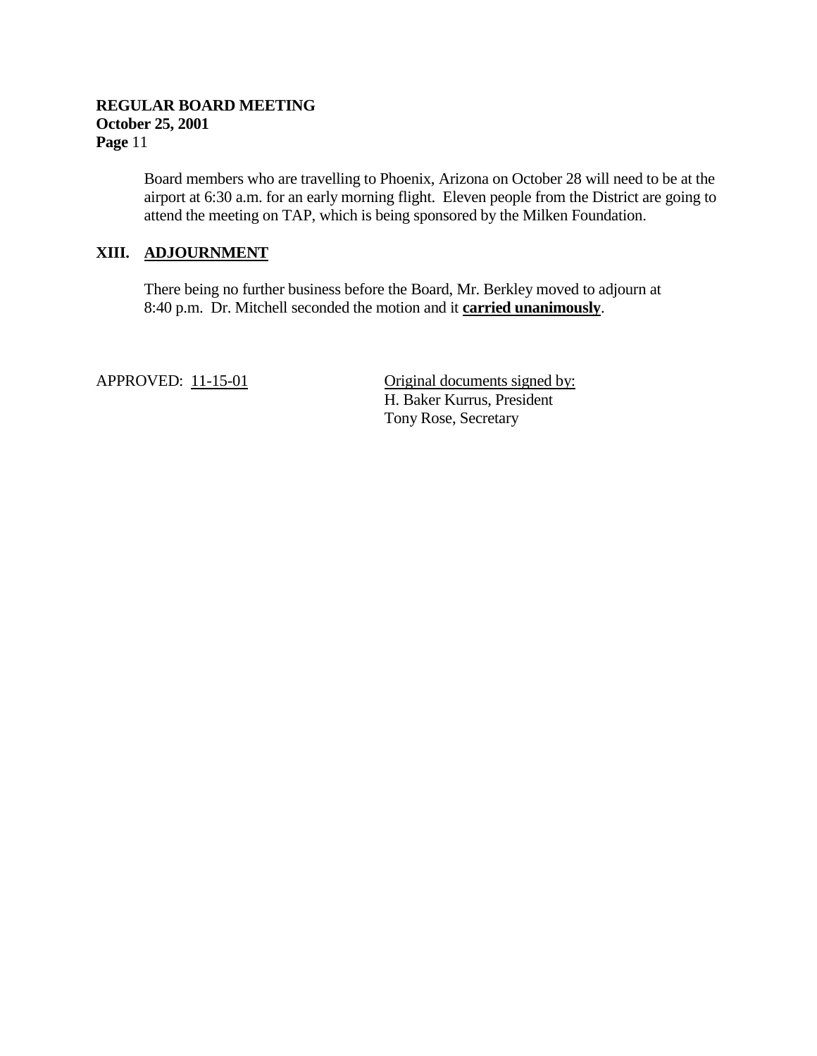Board members who are travelling to Phoenix, Arizona on October 28 will need to be at the airport at 6:30 a.m. for an early morning flight. Eleven people from the District are going to attend the meeting on TAP, which is being sponsored by the Milken Foundation.

## XIII. ADJOURNMENT

There being no further business before the Board, Mr. Berkley moved to adjourn at 8:40 p.m. Dr. Mitchell seconded the motion and it **carried unanimously**.

APPROVED: 11-15-01

Original documents signed by:
H. Baker Kurrus, President
Tony Rose, Secretary